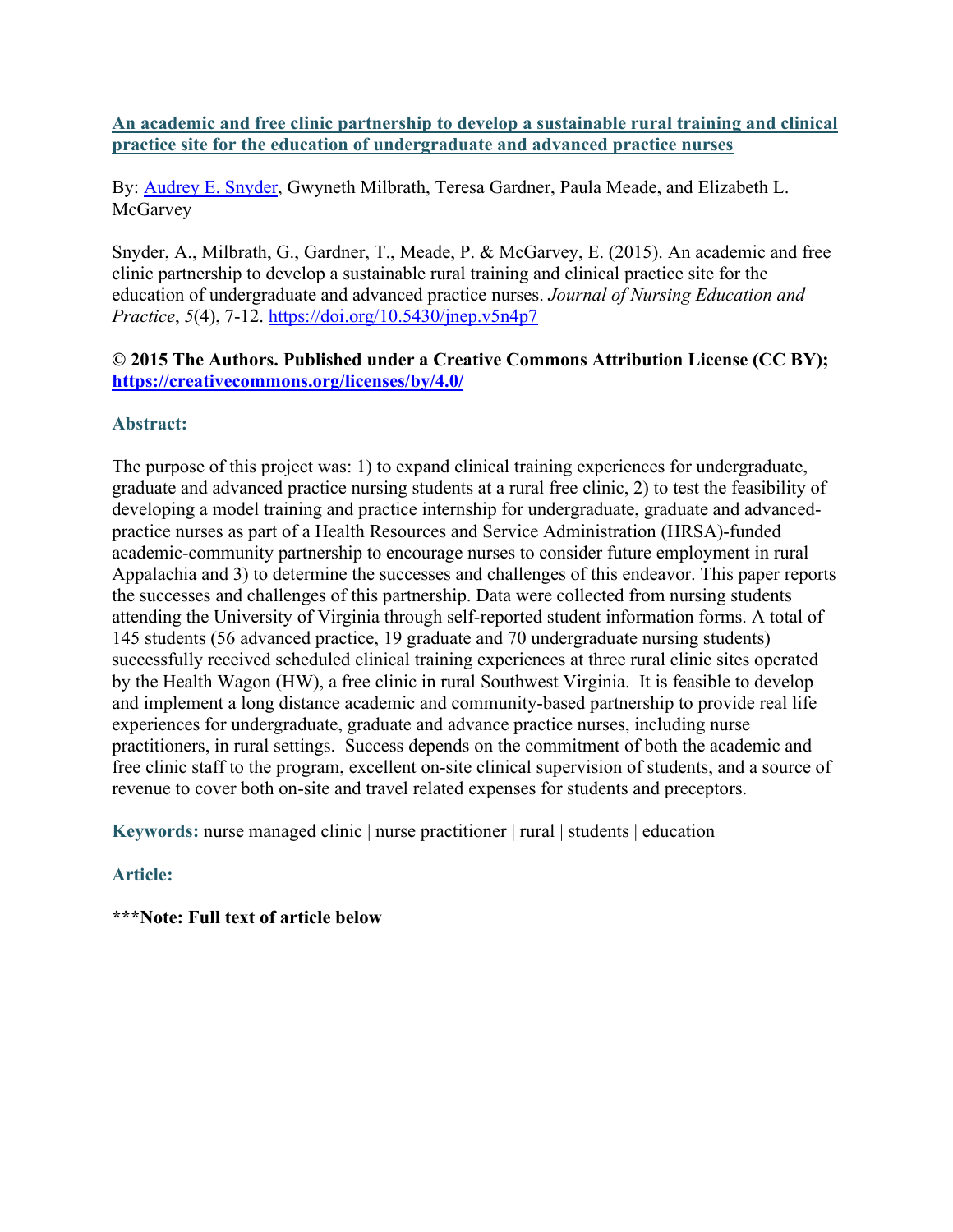# An academic and free clinic partnership to develop a sustainable rural training and clinical practice site for the education of undergraduate and advanced practice nurses

By: Audrey E. Snyder, Gwyneth Milbrath, Teresa Gardner, Paula Meade, and Elizabeth L. McGarvey

Snyder, A., Milbrath, G., Gardner, T., Meade, P. & McGarvey, E. (2015). An academic and free clinic partnership to develop a sustainable rural training and clinical practice site for the education of undergraduate and advanced practice nurses. *Journal of Nursing Education and Practice*, *5*(4), 7-12. https://doi.org/10.5430/jnep.v5n4p7

**© 2015 The Authors. Published under a Creative Commons Attribution License (CC BY); https://creativecommons.org/licenses/by/4.0/**

## Abstract:

The purpose of this project was: 1) to expand clinical training experiences for undergraduate, graduate and advanced practice nursing students at a rural free clinic, 2) to test the feasibility of developing a model training and practice internship for undergraduate, graduate and advanced-practice nurses as part of a Health Resources and Service Administration (HRSA)-funded academic-community partnership to encourage nurses to consider future employment in rural Appalachia and 3) to determine the successes and challenges of this endeavor. This paper reports the successes and challenges of this partnership. Data were collected from nursing students attending the University of Virginia through self-reported student information forms. A total of 145 students (56 advanced practice, 19 graduate and 70 undergraduate nursing students) successfully received scheduled clinical training experiences at three rural clinic sites operated by the Health Wagon (HW), a free clinic in rural Southwest Virginia. It is feasible to develop and implement a long distance academic and community-based partnership to provide real life experiences for undergraduate, graduate and advance practice nurses, including nurse practitioners, in rural settings. Success depends on the commitment of both the academic and free clinic staff to the program, excellent on-site clinical supervision of students, and a source of revenue to cover both on-site and travel related expenses for students and preceptors.

**Keywords:** nurse managed clinic | nurse practitioner | rural | students | education

## Article:

**\*\*\*Note: Full text of article below**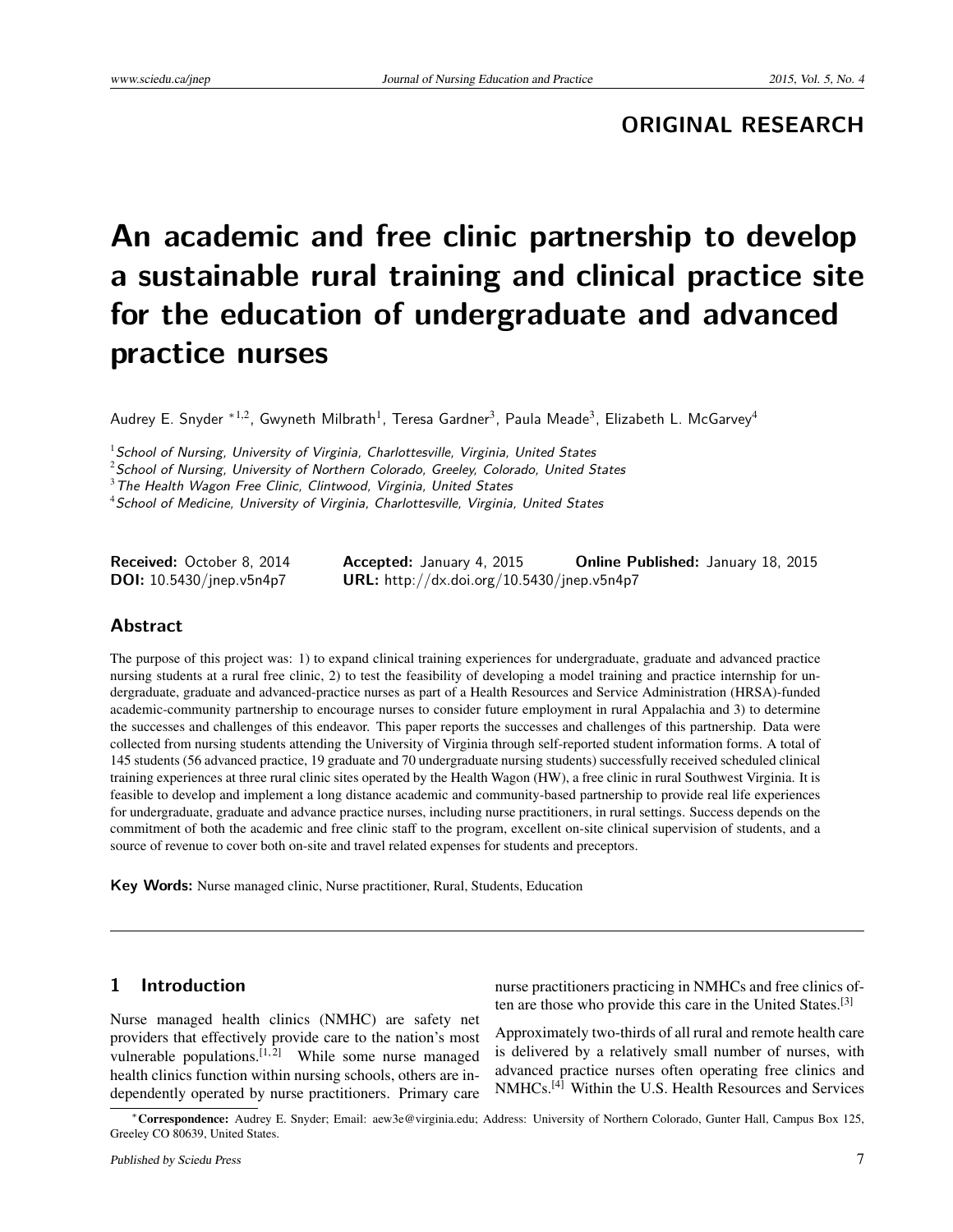ORIGINAL RESEARCH

# An academic and free clinic partnership to develop a sustainable rural training and clinical practice site for the education of undergraduate and advanced practice nurses

Audrey E. Snyder *[1,2], Gwyneth Milbrath[1], Teresa Gardner[3], Paula Meade[3], Elizabeth L. McGarvey[4]

[1] *School of Nursing, University of Virginia, Charlottesville, Virginia, United States*
[2] *School of Nursing, University of Northern Colorado, Greeley, Colorado, United States*
[3] *The Health Wagon Free Clinic, Clintwood, Virginia, United States*
[4] *School of Medicine, University of Virginia, Charlottesville, Virginia, United States*

**Received:** October 8, 2014 **Accepted:** January 4, 2015 **Online Published:** January 18, 2015
**DOI:** 10.5430/jnep.v5n4p7 **URL:** http://dx.doi.org/10.5430/jnep.v5n4p7

## Abstract

The purpose of this project was: 1) to expand clinical training experiences for undergraduate, graduate and advanced practice nursing students at a rural free clinic, 2) to test the feasibility of developing a model training and practice internship for undergraduate, graduate and advanced-practice nurses as part of a Health Resources and Service Administration (HRSA)-funded academic-community partnership to encourage nurses to consider future employment in rural Appalachia and 3) to determine the successes and challenges of this endeavor. This paper reports the successes and challenges of this partnership. Data were collected from nursing students attending the University of Virginia through self-reported student information forms. A total of 145 students (56 advanced practice, 19 graduate and 70 undergraduate nursing students) successfully received scheduled clinical training experiences at three rural clinic sites operated by the Health Wagon (HW), a free clinic in rural Southwest Virginia. It is feasible to develop and implement a long distance academic and community-based partnership to provide real life experiences for undergraduate, graduate and advance practice nurses, including nurse practitioners, in rural settings. Success depends on the commitment of both the academic and free clinic staff to the program, excellent on-site clinical supervision of students, and a source of revenue to cover both on-site and travel related expenses for students and preceptors.

**Key Words:** Nurse managed clinic, Nurse practitioner, Rural, Students, Education

## 1 Introduction

Nurse managed health clinics (NMHC) are safety net providers that effectively provide care to the nation's most vulnerable populations.[1,2] While some nurse managed health clinics function within nursing schools, others are independently operated by nurse practitioners. Primary care nurse practitioners practicing in NMHCs and free clinics often are those who provide this care in the United States.[3]

Approximately two-thirds of all rural and remote health care is delivered by a relatively small number of nurses, with advanced practice nurses often operating free clinics and NMHCs.[4] Within the U.S. Health Resources and Services

*Correspondence: Audrey E. Snyder; Email: aew3e@virginia.edu; Address: University of Northern Colorado, Gunter Hall, Campus Box 125, Greeley CO 80639, United States.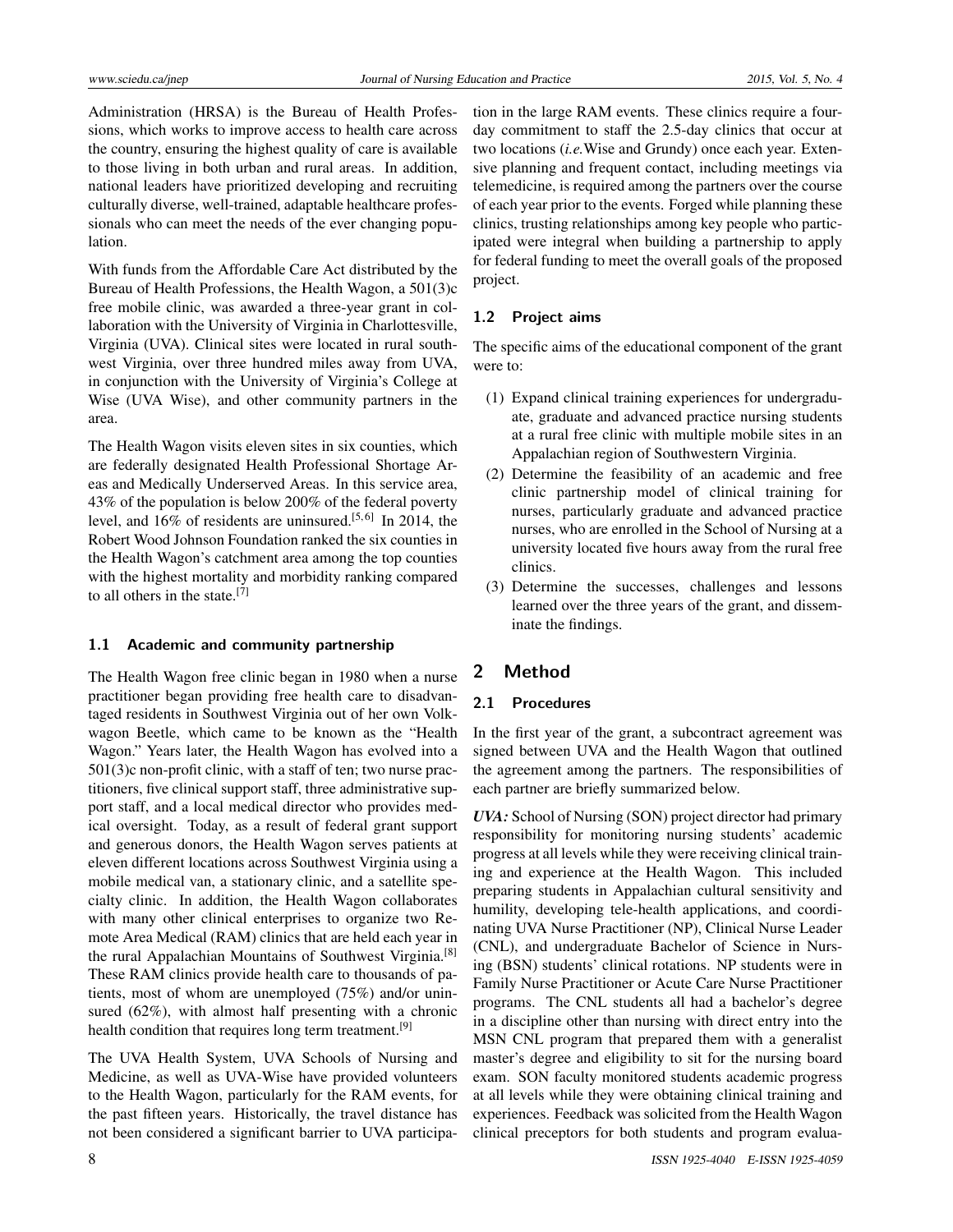Administration (HRSA) is the Bureau of Health Professions, which works to improve access to health care across the country, ensuring the highest quality of care is available to those living in both urban and rural areas. In addition, national leaders have prioritized developing and recruiting culturally diverse, well-trained, adaptable healthcare professionals who can meet the needs of the ever changing population.

With funds from the Affordable Care Act distributed by the Bureau of Health Professions, the Health Wagon, a 501(3)c free mobile clinic, was awarded a three-year grant in collaboration with the University of Virginia in Charlottesville, Virginia (UVA). Clinical sites were located in rural southwest Virginia, over three hundred miles away from UVA, in conjunction with the University of Virginia's College at Wise (UVA Wise), and other community partners in the area.

The Health Wagon visits eleven sites in six counties, which are federally designated Health Professional Shortage Areas and Medically Underserved Areas. In this service area, 43% of the population is below 200% of the federal poverty level, and 16% of residents are uninsured.[5, 6] In 2014, the Robert Wood Johnson Foundation ranked the six counties in the Health Wagon's catchment area among the top counties with the highest mortality and morbidity ranking compared to all others in the state.[7]

### 1.1 Academic and community partnership

The Health Wagon free clinic began in 1980 when a nurse practitioner began providing free health care to disadvantaged residents in Southwest Virginia out of her own Volkwagon Beetle, which came to be known as the "Health Wagon." Years later, the Health Wagon has evolved into a 501(3)c non-profit clinic, with a staff of ten; two nurse practitioners, five clinical support staff, three administrative support staff, and a local medical director who provides medical oversight. Today, as a result of federal grant support and generous donors, the Health Wagon serves patients at eleven different locations across Southwest Virginia using a mobile medical van, a stationary clinic, and a satellite specialty clinic. In addition, the Health Wagon collaborates with many other clinical enterprises to organize two Remote Area Medical (RAM) clinics that are held each year in the rural Appalachian Mountains of Southwest Virginia.[8] These RAM clinics provide health care to thousands of patients, most of whom are unemployed (75%) and/or uninsured (62%), with almost half presenting with a chronic health condition that requires long term treatment.[9]

The UVA Health System, UVA Schools of Nursing and Medicine, as well as UVA-Wise have provided volunteers to the Health Wagon, particularly for the RAM events, for the past fifteen years. Historically, the travel distance has not been considered a significant barrier to UVA participation in the large RAM events. These clinics require a four-day commitment to staff the 2.5-day clinics that occur at two locations (*i.e.*Wise and Grundy) once each year. Extensive planning and frequent contact, including meetings via telemedicine, is required among the partners over the course of each year prior to the events. Forged while planning these clinics, trusting relationships among key people who participated were integral when building a partnership to apply for federal funding to meet the overall goals of the proposed project.

### 1.2 Project aims

The specific aims of the educational component of the grant were to:

(1) Expand clinical training experiences for undergraduate, graduate and advanced practice nursing students at a rural free clinic with multiple mobile sites in an Appalachian region of Southwestern Virginia.

(2) Determine the feasibility of an academic and free clinic partnership model of clinical training for nurses, particularly graduate and advanced practice nurses, who are enrolled in the School of Nursing at a university located five hours away from the rural free clinics.

(3) Determine the successes, challenges and lessons learned over the three years of the grant, and disseminate the findings.

## 2 Method

### 2.1 Procedures

In the first year of the grant, a subcontract agreement was signed between UVA and the Health Wagon that outlined the agreement among the partners. The responsibilities of each partner are briefly summarized below.

***UVA:*** School of Nursing (SON) project director had primary responsibility for monitoring nursing students' academic progress at all levels while they were receiving clinical training and experience at the Health Wagon. This included preparing students in Appalachian cultural sensitivity and humility, developing tele-health applications, and coordinating UVA Nurse Practitioner (NP), Clinical Nurse Leader (CNL), and undergraduate Bachelor of Science in Nursing (BSN) students' clinical rotations. NP students were in Family Nurse Practitioner or Acute Care Nurse Practitioner programs. The CNL students all had a bachelor's degree in a discipline other than nursing with direct entry into the MSN CNL program that prepared them with a generalist master's degree and eligibility to sit for the nursing board exam. SON faculty monitored students academic progress at all levels while they were obtaining clinical training and experiences. Feedback was solicited from the Health Wagon clinical preceptors for both students and program evalua-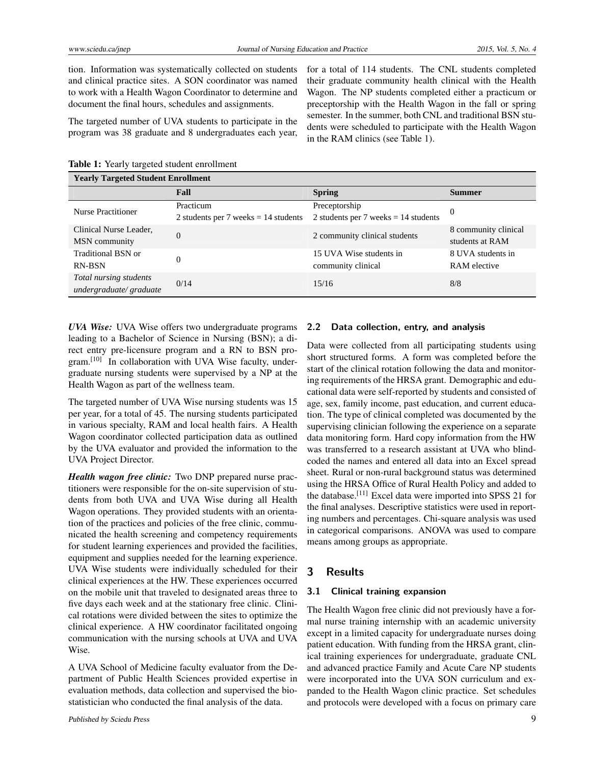tion. Information was systematically collected on students and clinical practice sites. A SON coordinator was named to work with a Health Wagon Coordinator to determine and document the final hours, schedules and assignments.

The targeted number of UVA students to participate in the program was 38 graduate and 8 undergraduates each year, for a total of 114 students. The CNL students completed their graduate community health clinical with the Health Wagon. The NP students completed either a practicum or preceptorship with the Health Wagon in the fall or spring semester. In the summer, both CNL and traditional BSN students were scheduled to participate with the Health Wagon in the RAM clinics (see Table 1).

**Table 1:** Yearly targeted student enrollment

| **Yearly Targeted Student Enrollment** | | | |
|---|---|---|---|
| | **Fall** | **Spring** | **Summer** |
| Nurse Practitioner | Practicum<br>2 students per 7 weeks = 14 students | Preceptorship<br>2 students per 7 weeks = 14 students | 0 |
| Clinical Nurse Leader, MSN community | 0 | 2 community clinical students | 8 community clinical students at RAM |
| Traditional BSN or RN-BSN | 0 | 15 UVA Wise students in community clinical | 8 UVA students in RAM elective |
| *Total nursing students undergraduate/ graduate* | 0/14 | 15/16 | 8/8 |

***UVA Wise:*** UVA Wise offers two undergraduate programs leading to a Bachelor of Science in Nursing (BSN); a direct entry pre-licensure program and a RN to BSN program.[10] In collaboration with UVA Wise faculty, undergraduate nursing students were supervised by a NP at the Health Wagon as part of the wellness team.

The targeted number of UVA Wise nursing students was 15 per year, for a total of 45. The nursing students participated in various specialty, RAM and local health fairs. A Health Wagon coordinator collected participation data as outlined by the UVA evaluator and provided the information to the UVA Project Director.

***Health wagon free clinic:*** Two DNP prepared nurse practitioners were responsible for the on-site supervision of students from both UVA and UVA Wise during all Health Wagon operations. They provided students with an orientation of the practices and policies of the free clinic, communicated the health screening and competency requirements for student learning experiences and provided the facilities, equipment and supplies needed for the learning experience. UVA Wise students were individually scheduled for their clinical experiences at the HW. These experiences occurred on the mobile unit that traveled to designated areas three to five days each week and at the stationary free clinic. Clinical rotations were divided between the sites to optimize the clinical experience. A HW coordinator facilitated ongoing communication with the nursing schools at UVA and UVA Wise.

A UVA School of Medicine faculty evaluator from the Department of Public Health Sciences provided expertise in evaluation methods, data collection and supervised the biostatistician who conducted the final analysis of the data.

### 2.2 Data collection, entry, and analysis

Data were collected from all participating students using short structured forms. A form was completed before the start of the clinical rotation following the data and monitoring requirements of the HRSA grant. Demographic and educational data were self-reported by students and consisted of age, sex, family income, past education, and current education. The type of clinical completed was documented by the supervising clinician following the experience on a separate data monitoring form. Hard copy information from the HW was transferred to a research assistant at UVA who blind-coded the names and entered all data into an Excel spread sheet. Rural or non-rural background status was determined using the HRSA Office of Rural Health Policy and added to the database.[11] Excel data were imported into SPSS 21 for the final analyses. Descriptive statistics were used in reporting numbers and percentages. Chi-square analysis was used in categorical comparisons. ANOVA was used to compare means among groups as appropriate.

## 3 Results

### 3.1 Clinical training expansion

The Health Wagon free clinic did not previously have a formal nurse training internship with an academic university except in a limited capacity for undergraduate nurses doing patient education. With funding from the HRSA grant, clinical training experiences for undergraduate, graduate CNL and advanced practice Family and Acute Care NP students were incorporated into the UVA SON curriculum and expanded to the Health Wagon clinic practice. Set schedules and protocols were developed with a focus on primary care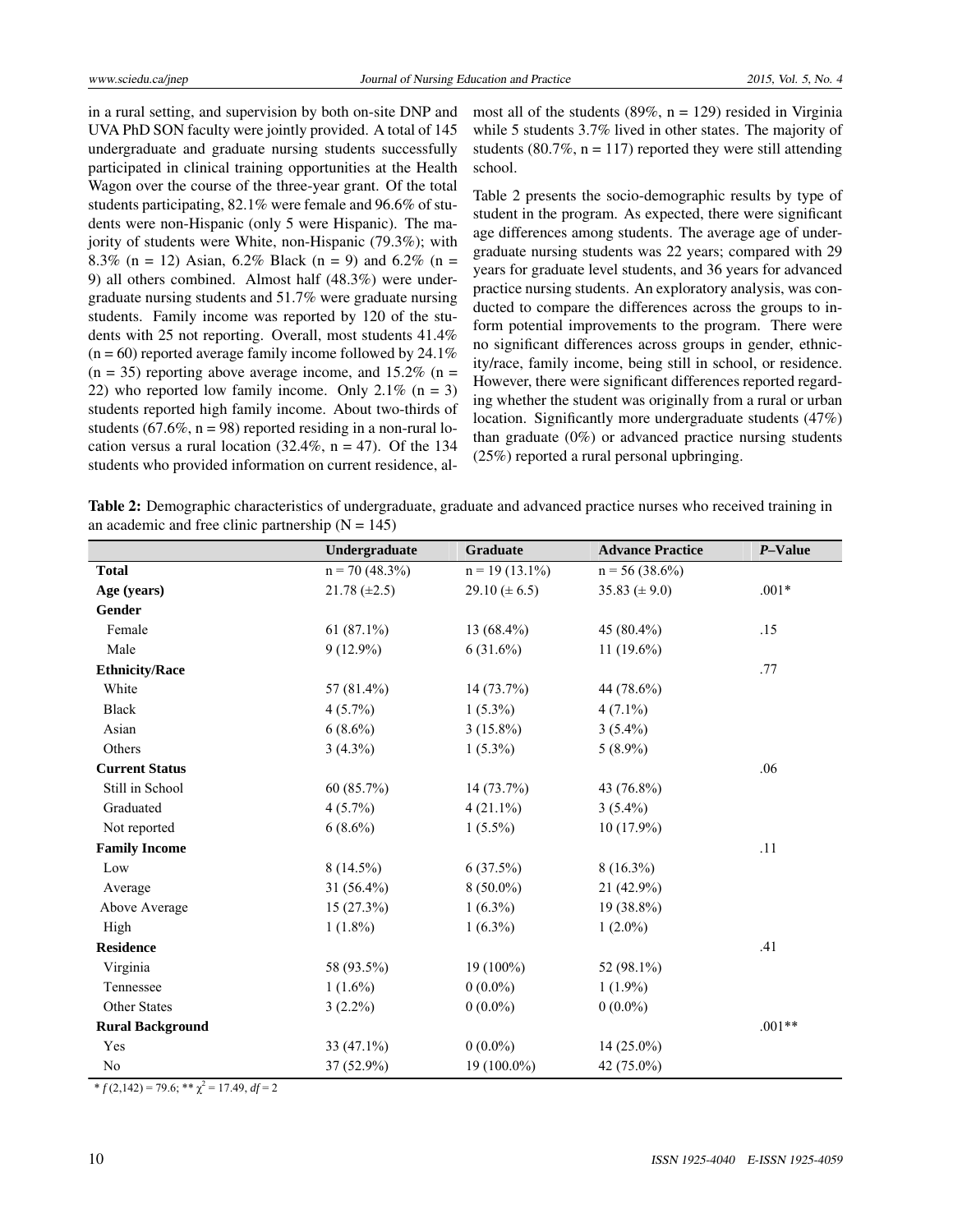in a rural setting, and supervision by both on-site DNP and UVA PhD SON faculty were jointly provided. A total of 145 undergraduate and graduate nursing students successfully participated in clinical training opportunities at the Health Wagon over the course of the three-year grant. Of the total students participating, 82.1% were female and 96.6% of students were non-Hispanic (only 5 were Hispanic). The majority of students were White, non-Hispanic (79.3%); with 8.3% (n = 12) Asian, 6.2% Black (n = 9) and 6.2% (n = 9) all others combined. Almost half (48.3%) were undergraduate nursing students and 51.7% were graduate nursing students. Family income was reported by 120 of the students with 25 not reporting. Overall, most students 41.4% (n = 60) reported average family income followed by 24.1% (n = 35) reporting above average income, and 15.2% (n = 22) who reported low family income. Only 2.1% (n = 3) students reported high family income. About two-thirds of students (67.6%, n = 98) reported residing in a non-rural location versus a rural location (32.4%, n = 47). Of the 134 students who provided information on current residence, almost all of the students (89%, n = 129) resided in Virginia while 5 students 3.7% lived in other states. The majority of students (80.7%, n = 117) reported they were still attending school.

Table 2 presents the socio-demographic results by type of student in the program. As expected, there were significant age differences among students. The average age of undergraduate nursing students was 22 years; compared with 29 years for graduate level students, and 36 years for advanced practice nursing students. An exploratory analysis, was conducted to compare the differences across the groups to inform potential improvements to the program. There were no significant differences across groups in gender, ethnicity/race, family income, being still in school, or residence. However, there were significant differences reported regarding whether the student was originally from a rural or urban location. Significantly more undergraduate students (47%) than graduate (0%) or advanced practice nursing students (25%) reported a rural personal upbringing.

**Table 2:** Demographic characteristics of undergraduate, graduate and advanced practice nurses who received training in an academic and free clinic partnership (N = 145)

| | Undergraduate | Graduate | Advance Practice | *P*–Value |
|---|---|---|---|---|
| **Total** | n = 70 (48.3%) | n = 19 (13.1%) | n = 56 (38.6%) | |
| **Age (years)** | 21.78 (±2.5) | 29.10 (± 6.5) | 35.83 (± 9.0) | .001* |
| **Gender** | | | | .15 |
| Female | 61 (87.1%) | 13 (68.4%) | 45 (80.4%) | |
| Male | 9 (12.9%) | 6 (31.6%) | 11 (19.6%) | |
| **Ethnicity/Race** | | | | .77 |
| White | 57 (81.4%) | 14 (73.7%) | 44 (78.6%) | |
| Black | 4 (5.7%) | 1 (5.3%) | 4 (7.1%) | |
| Asian | 6 (8.6%) | 3 (15.8%) | 3 (5.4%) | |
| Others | 3 (4.3%) | 1 (5.3%) | 5 (8.9%) | |
| **Current Status** | | | | .06 |
| Still in School | 60 (85.7%) | 14 (73.7%) | 43 (76.8%) | |
| Graduated | 4 (5.7%) | 4 (21.1%) | 3 (5.4%) | |
| Not reported | 6 (8.6%) | 1 (5.5%) | 10 (17.9%) | |
| **Family Income** | | | | .11 |
| Low | 8 (14.5%) | 6 (37.5%) | 8 (16.3%) | |
| Average | 31 (56.4%) | 8 (50.0%) | 21 (42.9%) | |
| Above Average | 15 (27.3%) | 1 (6.3%) | 19 (38.8%) | |
| High | 1 (1.8%) | 1 (6.3%) | 1 (2.0%) | |
| **Residence** | | | | .41 |
| Virginia | 58 (93.5%) | 19 (100%) | 52 (98.1%) | |
| Tennessee | 1 (1.6%) | 0 (0.0%) | 1 (1.9%) | |
| Other States | 3 (2.2%) | 0 (0.0%) | 0 (0.0%) | |
| **Rural Background** | | | | .001** |
| Yes | 33 (47.1%) | 0 (0.0%) | 14 (25.0%) | |
| No | 37 (52.9%) | 19 (100.0%) | 42 (75.0%) | |

* $f$ (2,142) = 79.6; ** $\chi^2$ = 17.49, $df$ = 2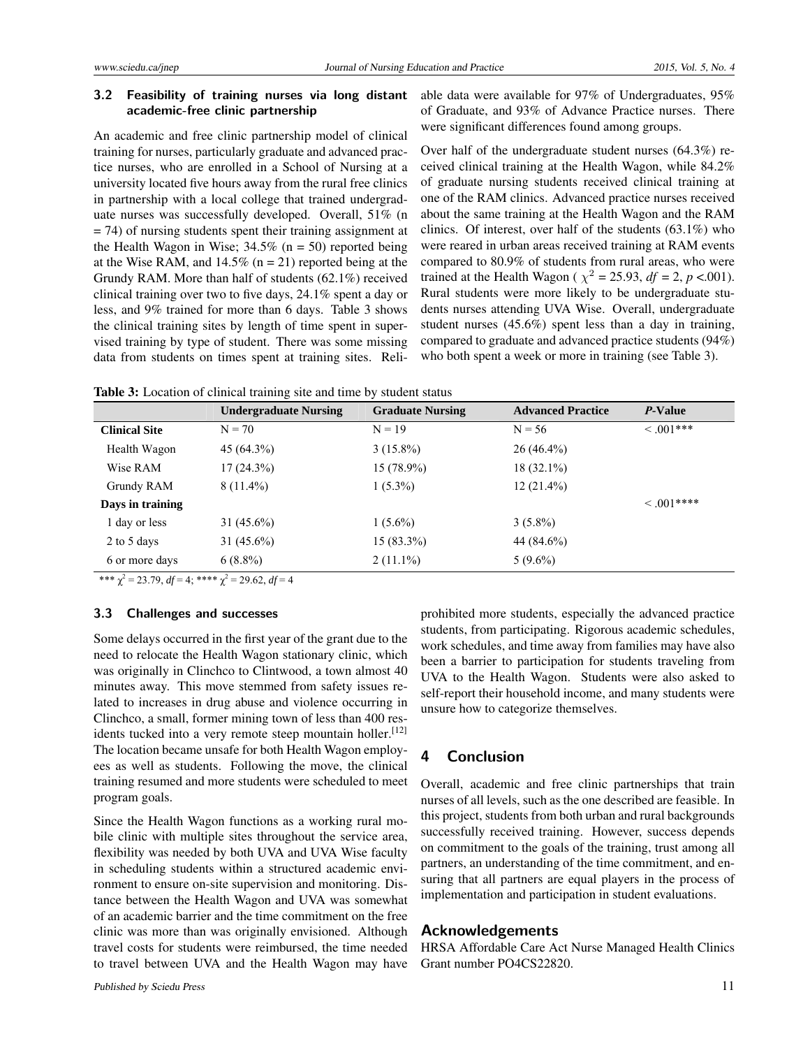### 3.2 Feasibility of training nurses via long distant academic-free clinic partnership

An academic and free clinic partnership model of clinical training for nurses, particularly graduate and advanced practice nurses, who are enrolled in a School of Nursing at a university located five hours away from the rural free clinics in partnership with a local college that trained undergraduate nurses was successfully developed. Overall, 51% (n = 74) of nursing students spent their training assignment at the Health Wagon in Wise; 34.5% (n = 50) reported being at the Wise RAM, and 14.5% (n = 21) reported being at the Grundy RAM. More than half of students (62.1%) received clinical training over two to five days, 24.1% spent a day or less, and 9% trained for more than 6 days. Table 3 shows the clinical training sites by length of time spent in supervised training by type of student. There was some missing data from students on times spent at training sites. Reliable data were available for 97% of Undergraduates, 95% of Graduate, and 93% of Advance Practice nurses. There were significant differences found among groups.

Over half of the undergraduate student nurses (64.3%) received clinical training at the Health Wagon, while 84.2% of graduate nursing students received clinical training at one of the RAM clinics. Advanced practice nurses received about the same training at the Health Wagon and the RAM clinics. Of interest, over half of the students (63.1%) who were reared in urban areas received training at RAM events compared to 80.9% of students from rural areas, who were trained at the Health Wagon ( $\chi^2 = 25.93$, $df = 2$, $p < .001$). Rural students were more likely to be undergraduate students nurses attending UVA Wise. Overall, undergraduate student nurses (45.6%) spent less than a day in training, compared to graduate and advanced practice students (94%) who both spent a week or more in training (see Table 3).

**Table 3:** Location of clinical training site and time by student status

| | Undergraduate Nursing | Graduate Nursing | Advanced Practice | *P*-Value |
|---|---|---|---|---|
| **Clinical Site** | N = 70 | N = 19 | N = 56 | < .001*** |
| Health Wagon | 45 (64.3%) | 3 (15.8%) | 26 (46.4%) | |
| Wise RAM | 17 (24.3%) | 15 (78.9%) | 18 (32.1%) | |
| Grundy RAM | 8 (11.4%) | 1 (5.3%) | 12 (21.4%) | |
| **Days in training** | | | | < .001**** |
| 1 day or less | 31 (45.6%) | 1 (5.6%) | 3 (5.8%) | |
| 2 to 5 days | 31 (45.6%) | 15 (83.3%) | 44 (84.6%) | |
| 6 or more days | 6 (8.8%) | 2 (11.1%) | 5 (9.6%) | |

*** $\chi^2 = 23.79$, $df = 4$; **** $\chi^2 = 29.62$, $df = 4$

### 3.3 Challenges and successes

Some delays occurred in the first year of the grant due to the need to relocate the Health Wagon stationary clinic, which was originally in Clinchco to Clintwood, a town almost 40 minutes away. This move stemmed from safety issues related to increases in drug abuse and violence occurring in Clinchco, a small, former mining town of less than 400 residents tucked into a very remote steep mountain holler.[12] The location became unsafe for both Health Wagon employees as well as students. Following the move, the clinical training resumed and more students were scheduled to meet program goals.

Since the Health Wagon functions as a working rural mobile clinic with multiple sites throughout the service area, flexibility was needed by both UVA and UVA Wise faculty in scheduling students within a structured academic environment to ensure on-site supervision and monitoring. Distance between the Health Wagon and UVA was somewhat of an academic barrier and the time commitment on the free clinic was more than was originally envisioned. Although travel costs for students were reimbursed, the time needed to travel between UVA and the Health Wagon may have prohibited more students, especially the advanced practice students, from participating. Rigorous academic schedules, work schedules, and time away from families may have also been a barrier to participation for students traveling from UVA to the Health Wagon. Students were also asked to self-report their household income, and many students were unsure how to categorize themselves.

## 4 Conclusion

Overall, academic and free clinic partnerships that train nurses of all levels, such as the one described are feasible. In this project, students from both urban and rural backgrounds successfully received training. However, success depends on commitment to the goals of the training, trust among all partners, an understanding of the time commitment, and ensuring that all partners are equal players in the process of implementation and participation in student evaluations.

## Acknowledgements

HRSA Affordable Care Act Nurse Managed Health Clinics Grant number PO4CS22820.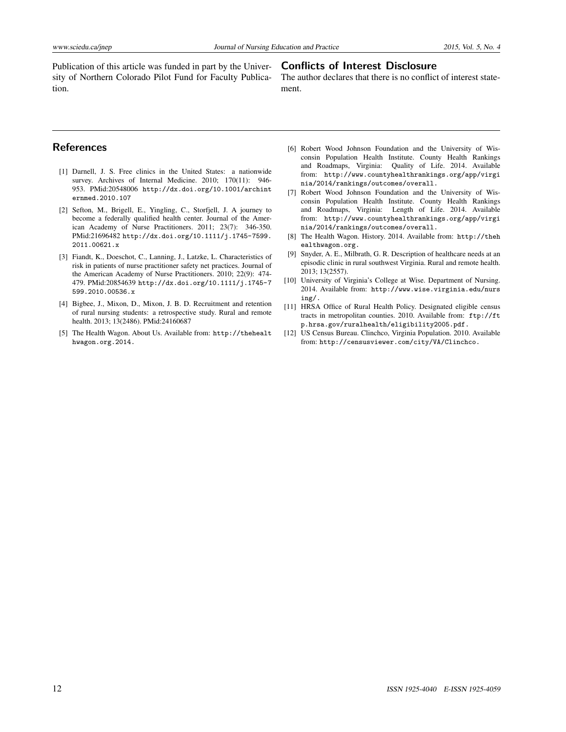Publication of this article was funded in part by the University of Northern Colorado Pilot Fund for Faculty Publication.

## Conflicts of Interest Disclosure

The author declares that there is no conflict of interest statement.

## References

[1] Darnell, J. S. Free clinics in the United States: a nationwide survey. Archives of Internal Medicine. 2010; 170(11): 946-953. PMid:20548006 http://dx.doi.org/10.1001/archinternmed.2010.107

[2] Sefton, M., Brigell, E., Yingling, C., Storfjell, J. A journey to become a federally qualified health center. Journal of the American Academy of Nurse Practitioners. 2011; 23(7): 346-350. PMid:21696482 http://dx.doi.org/10.1111/j.1745-7599.2011.00621.x

[3] Fiandt, K., Doeschot, C., Lanning, J., Latzke, L. Characteristics of risk in patients of nurse practitioner safety net practices. Journal of the American Academy of Nurse Practitioners. 2010; 22(9): 474-479. PMid:20854639 http://dx.doi.org/10.1111/j.1745-7599.2010.00536.x

[4] Bigbee, J., Mixon, D., Mixon, J. B. D. Recruitment and retention of rural nursing students: a retrospective study. Rural and remote health. 2013; 13(2486). PMid:24160687

[5] The Health Wagon. About Us. Available from: http://thehealthwagon.org.2014.

[6] Robert Wood Johnson Foundation and the University of Wisconsin Population Health Institute. County Health Rankings and Roadmaps, Virginia: Quality of Life. 2014. Available from: http://www.countyhealthrankings.org/app/virginia/2014/rankings/outcomes/overall.

[7] Robert Wood Johnson Foundation and the University of Wisconsin Population Health Institute. County Health Rankings and Roadmaps, Virginia: Length of Life. 2014. Available from: http://www.countyhealthrankings.org/app/virginia/2014/rankings/outcomes/overall.

[8] The Health Wagon. History. 2014. Available from: http://thehealthwagon.org.

[9] Snyder, A. E., Milbrath, G. R. Description of healthcare needs at an episodic clinic in rural southwest Virginia. Rural and remote health. 2013; 13(2557).

[10] University of Virginia's College at Wise. Department of Nursing. 2014. Available from: http://www.wise.virginia.edu/nursing/.

[11] HRSA Office of Rural Health Policy. Designated eligible census tracts in metropolitan counties. 2010. Available from: ftp://ftp.hrsa.gov/ruralhealth/eligibility2005.pdf.

[12] US Census Bureau. Clinchco, Virginia Population. 2010. Available from: http://censusviewer.com/city/VA/Clinchco.